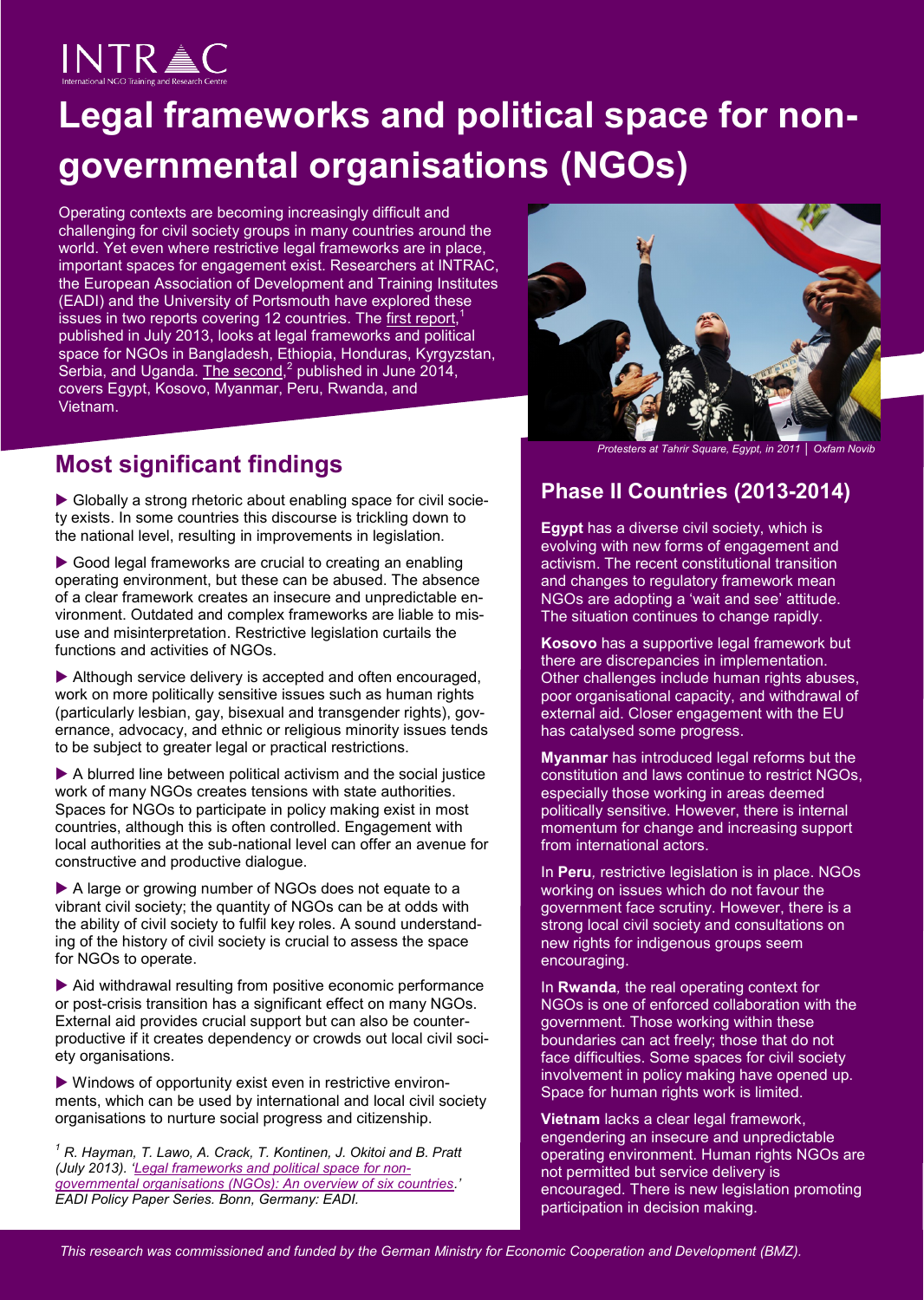INTRAC
International NGO Training and Research Centre

# Legal frameworks and political space for non-governmental organisations (NGOs)

Operating contexts are becoming increasingly difficult and challenging for civil society groups in many countries around the world. Yet even where restrictive legal frameworks are in place, important spaces for engagement exist. Researchers at INTRAC, the European Association of Development and Training Institutes (EADI) and the University of Portsmouth have explored these issues in two reports covering 12 countries. The first report,[1] published in July 2013, looks at legal frameworks and political space for NGOs in Bangladesh, Ethiopia, Honduras, Kyrgyzstan, Serbia, and Uganda. The second,[2] published in June 2014, covers Egypt, Kosovo, Myanmar, Peru, Rwanda, and Vietnam.

*Protesters at Tahrir Square, Egypt, in 2011 | Oxfam Novib*

## Most significant findings

▶ Globally a strong rhetoric about enabling space for civil society exists. In some countries this discourse is trickling down to the national level, resulting in improvements in legislation.

▶ Good legal frameworks are crucial to creating an enabling operating environment, but these can be abused. The absence of a clear framework creates an insecure and unpredictable environment. Outdated and complex frameworks are liable to misuse and misinterpretation. Restrictive legislation curtails the functions and activities of NGOs.

▶ Although service delivery is accepted and often encouraged, work on more politically sensitive issues such as human rights (particularly lesbian, gay, bisexual and transgender rights), governance, advocacy, and ethnic or religious minority issues tends to be subject to greater legal or practical restrictions.

▶ A blurred line between political activism and the social justice work of many NGOs creates tensions with state authorities. Spaces for NGOs to participate in policy making exist in most countries, although this is often controlled. Engagement with local authorities at the sub-national level can offer an avenue for constructive and productive dialogue.

▶ A large or growing number of NGOs does not equate to a vibrant civil society; the quantity of NGOs can be at odds with the ability of civil society to fulfil key roles. A sound understanding of the history of civil society is crucial to assess the space for NGOs to operate.

▶ Aid withdrawal resulting from positive economic performance or post-crisis transition has a significant effect on many NGOs. External aid provides crucial support but can also be counter-productive if it creates dependency or crowds out local civil society organisations.

▶ Windows of opportunity exist even in restrictive environments, which can be used by international and local civil society organisations to nurture social progress and citizenship.

[1] *R. Hayman, T. Lawo, A. Crack, T. Kontinen, J. Okitoi and B. Pratt (July 2013). 'Legal frameworks and political space for non-governmental organisations (NGOs): An overview of six countries.' EADI Policy Paper Series. Bonn, Germany: EADI.*

## Phase II Countries (2013-2014)

**Egypt** has a diverse civil society, which is evolving with new forms of engagement and activism. The recent constitutional transition and changes to regulatory framework mean NGOs are adopting a 'wait and see' attitude. The situation continues to change rapidly.

**Kosovo** has a supportive legal framework but there are discrepancies in implementation. Other challenges include human rights abuses, poor organisational capacity, and withdrawal of external aid. Closer engagement with the EU has catalysed some progress.

**Myanmar** has introduced legal reforms but the constitution and laws continue to restrict NGOs, especially those working in areas deemed politically sensitive. However, there is internal momentum for change and increasing support from international actors.

In **Peru**, restrictive legislation is in place. NGOs working on issues which do not favour the government face scrutiny. However, there is a strong local civil society and consultations on new rights for indigenous groups seem encouraging.

In **Rwanda**, the real operating context for NGOs is one of enforced collaboration with the government. Those working within these boundaries can act freely; those that do not face difficulties. Some spaces for civil society involvement in policy making have opened up. Space for human rights work is limited.

**Vietnam** lacks a clear legal framework, engendering an insecure and unpredictable operating environment. Human rights NGOs are not permitted but service delivery is encouraged. There is new legislation promoting participation in decision making.

*This research was commissioned and funded by the German Ministry for Economic Cooperation and Development (BMZ).*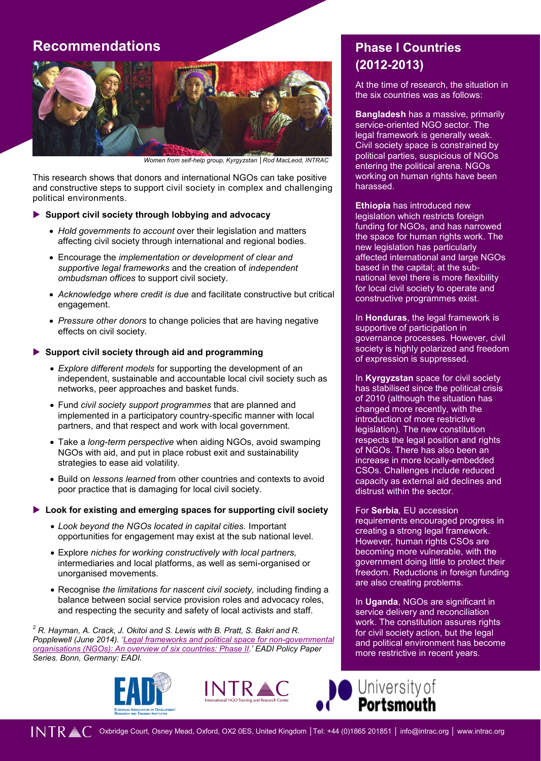## Recommendations

Women from self-help group, Kyrgyzstan │Rod MacLeod, INTRAC

This research shows that donors and international NGOs can take positive and constructive steps to support civil society in complex and challenging political environments.

### Support civil society through lobbying and advocacy

- *Hold governments to account* over their legislation and matters affecting civil society through international and regional bodies.
- Encourage the *implementation or development of clear and supportive legal frameworks* and the creation of *independent ombudsman offices* to support civil society.
- *Acknowledge where credit is due* and facilitate constructive but critical engagement.
- *Pressure other donors* to change policies that are having negative effects on civil society.

### Support civil society through aid and programming

- *Explore different models* for supporting the development of an independent, sustainable and accountable local civil society such as networks, peer approaches and basket funds.
- Fund *civil society support programmes* that are planned and implemented in a participatory country-specific manner with local partners, and that respect and work with local government.
- Take a *long-term perspective* when aiding NGOs, avoid swamping NGOs with aid, and put in place robust exit and sustainability strategies to ease aid volatility.
- Build on *lessons learned* from other countries and contexts to avoid poor practice that is damaging for local civil society.

### Look for existing and emerging spaces for supporting civil society

- *Look beyond the NGOs located in capital cities.* Important opportunities for engagement may exist at the sub national level.
- Explore *niches for working constructively with local partners,* intermediaries and local platforms, as well as semi-organised or unorganised movements.
- Recognise *the limitations for nascent civil society,* including finding a balance between social service provision roles and advocacy roles, and respecting the security and safety of local activists and staff.

[2] *R. Hayman, A. Crack, J. Okitoi and S. Lewis with B. Pratt, S. Bakri and R. Popplewell (June 2014). 'Legal frameworks and political space for non-governmental organisations (NGOs): An overview of six countries: Phase II.' EADI Policy Paper Series. Bonn, Germany: EADI.*

## Phase I Countries (2012-2013)

At the time of research, the situation in the six countries was as follows:

**Bangladesh** has a massive, primarily service-oriented NGO sector. The legal framework is generally weak. Civil society space is constrained by political parties, suspicious of NGOs entering the political arena. NGOs working on human rights have been harassed.

**Ethiopia** has introduced new legislation which restricts foreign funding for NGOs, and has narrowed the space for human rights work. The new legislation has particularly affected international and large NGOs based in the capital; at the sub-national level there is more flexibility for local civil society to operate and constructive programmes exist.

In **Honduras**, the legal framework is supportive of participation in governance processes. However, civil society is highly polarized and freedom of expression is suppressed.

In **Kyrgyzstan** space for civil society has stabilised since the political crisis of 2010 (although the situation has changed more recently, with the introduction of more restrictive legislation). The new constitution respects the legal position and rights of NGOs. There has also been an increase in more locally-embedded CSOs. Challenges include reduced capacity as external aid declines and distrust within the sector.

For **Serbia**, EU accession requirements encouraged progress in creating a strong legal framework. However, human rights CSOs are becoming more vulnerable, with the government doing little to protect their freedom. Reductions in foreign funding are also creating problems.

In **Uganda**, NGOs are significant in service delivery and reconciliation work. The constitution assures rights for civil society action, but the legal and political environment has become more restrictive in recent years.

INTRAC Oxbridge Court, Osney Mead, Oxford, OX2 0ES, United Kingdom │Tel: +44 (0)1865 201851 │ info@intrac.org │ www.intrac.org